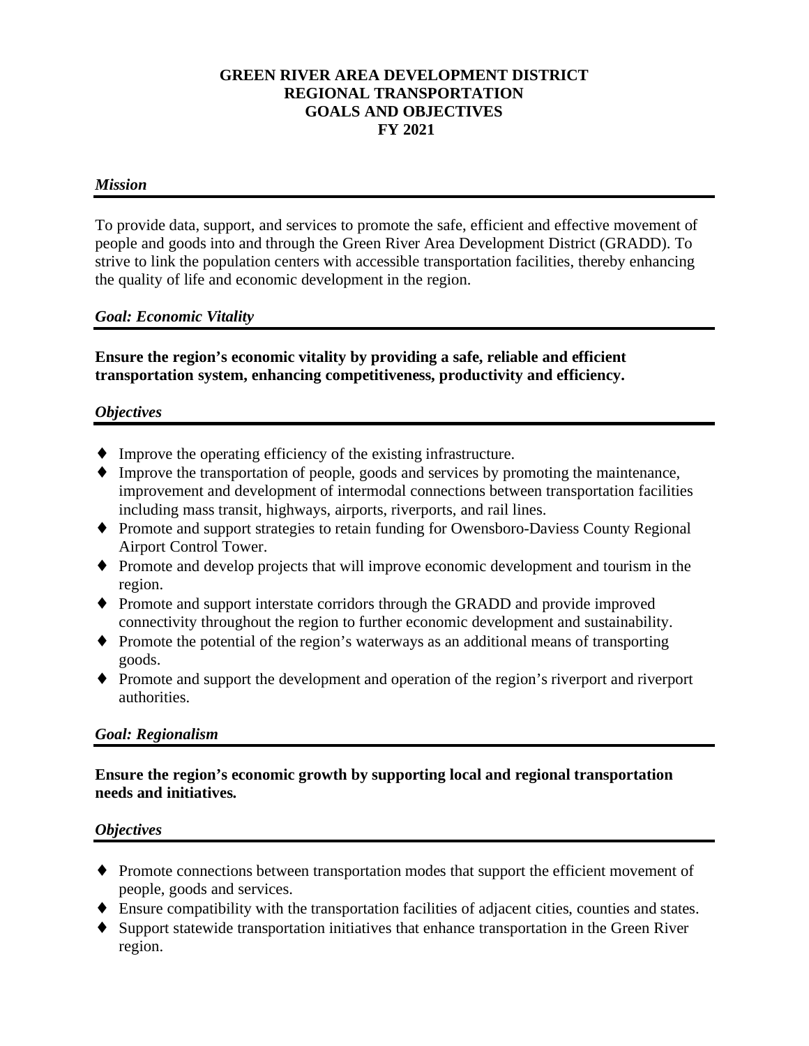# GREEN RIVER AREA DEVELOPMENT DISTRICT
# REGIONAL TRANSPORTATION
# GOALS AND OBJECTIVES
# FY 2021

## *Mission*

To provide data, support, and services to promote the safe, efficient and effective movement of people and goods into and through the Green River Area Development District (GRADD). To strive to link the population centers with accessible transportation facilities, thereby enhancing the quality of life and economic development in the region.

## *Goal: Economic Vitality*

**Ensure the region's economic vitality by providing a safe, reliable and efficient transportation system, enhancing competitiveness, productivity and efficiency.**

### *Objectives*

- Improve the operating efficiency of the existing infrastructure.
- Improve the transportation of people, goods and services by promoting the maintenance, improvement and development of intermodal connections between transportation facilities including mass transit, highways, airports, riverports, and rail lines.
- Promote and support strategies to retain funding for Owensboro-Daviess County Regional Airport Control Tower.
- Promote and develop projects that will improve economic development and tourism in the region.
- Promote and support interstate corridors through the GRADD and provide improved connectivity throughout the region to further economic development and sustainability.
- Promote the potential of the region's waterways as an additional means of transporting goods.
- Promote and support the development and operation of the region's riverport and riverport authorities.

## *Goal: Regionalism*

**Ensure the region's economic growth by supporting local and regional transportation needs and initiatives.**

### *Objectives*

- Promote connections between transportation modes that support the efficient movement of people, goods and services.
- Ensure compatibility with the transportation facilities of adjacent cities, counties and states.
- Support statewide transportation initiatives that enhance transportation in the Green River region.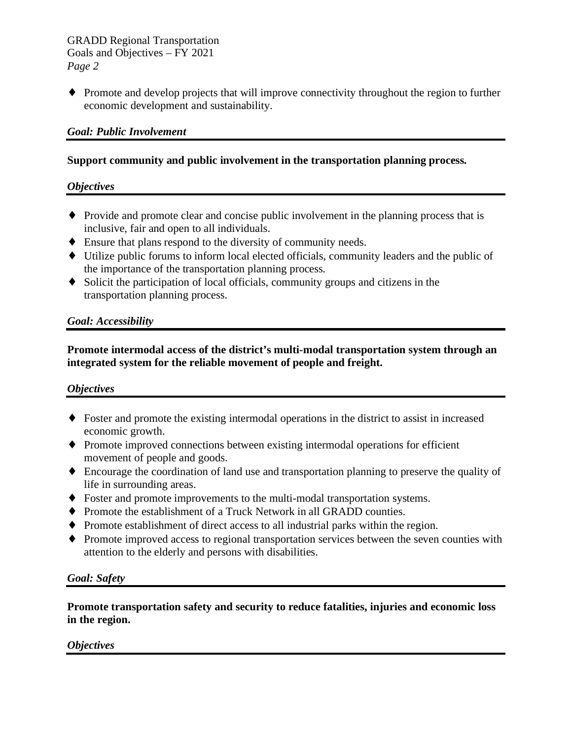- Promote and develop projects that will improve connectivity throughout the region to further economic development and sustainability.

## *Goal: Public Involvement*

**Support community and public involvement in the transportation planning process.**

### *Objectives*

- Provide and promote clear and concise public involvement in the planning process that is inclusive, fair and open to all individuals.
- Ensure that plans respond to the diversity of community needs.
- Utilize public forums to inform local elected officials, community leaders and the public of the importance of the transportation planning process.
- Solicit the participation of local officials, community groups and citizens in the transportation planning process.

## *Goal: Accessibility*

**Promote intermodal access of the district's multi-modal transportation system through an integrated system for the reliable movement of people and freight.**

### *Objectives*

- Foster and promote the existing intermodal operations in the district to assist in increased economic growth.
- Promote improved connections between existing intermodal operations for efficient movement of people and goods.
- Encourage the coordination of land use and transportation planning to preserve the quality of life in surrounding areas.
- Foster and promote improvements to the multi-modal transportation systems.
- Promote the establishment of a Truck Network in all GRADD counties.
- Promote establishment of direct access to all industrial parks within the region.
- Promote improved access to regional transportation services between the seven counties with attention to the elderly and persons with disabilities.

## *Goal: Safety*

**Promote transportation safety and security to reduce fatalities, injuries and economic loss in the region.**

### *Objectives*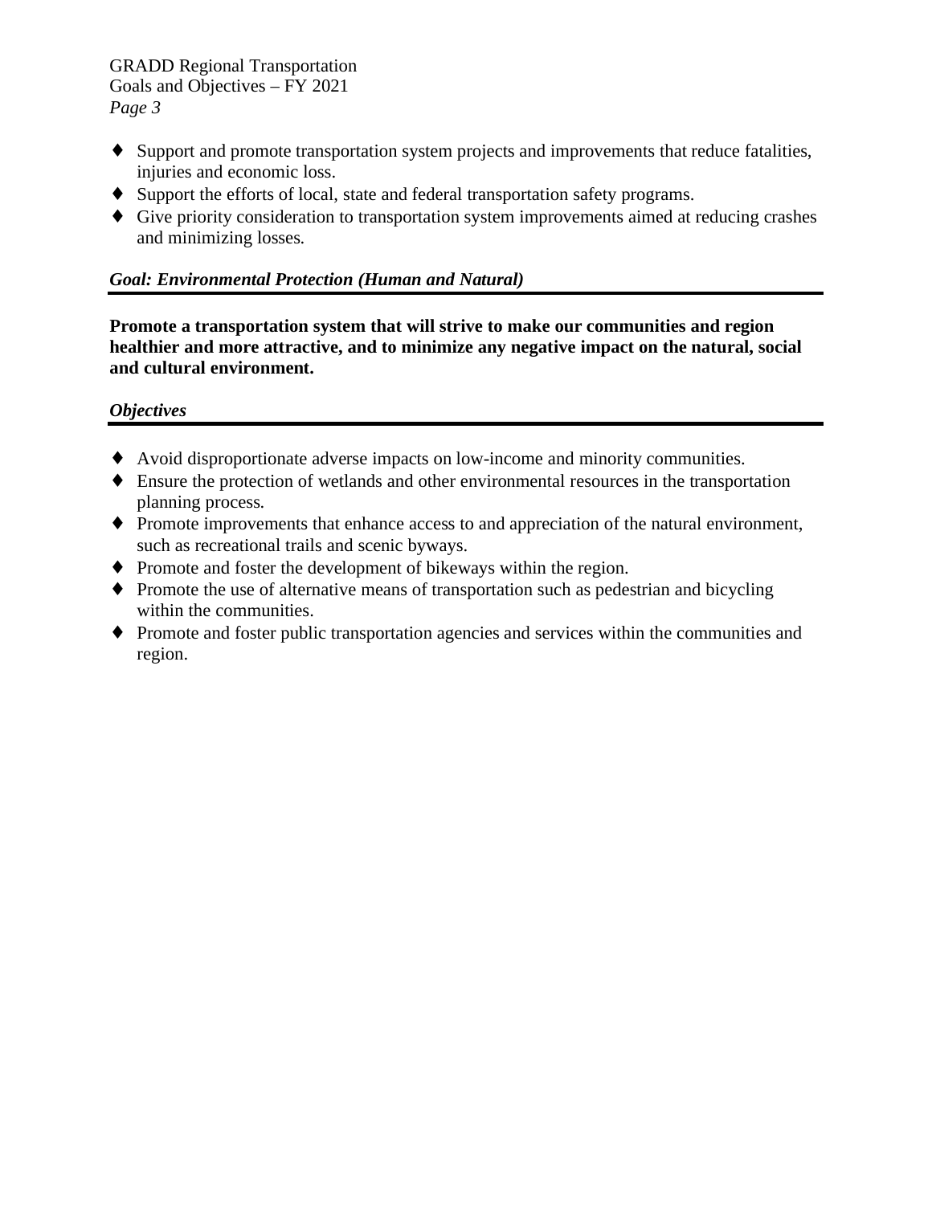- Support and promote transportation system projects and improvements that reduce fatalities, injuries and economic loss.
- Support the efforts of local, state and federal transportation safety programs.
- Give priority consideration to transportation system improvements aimed at reducing crashes and minimizing losses.

### *Goal: Environmental Protection (Human and Natural)*

**Promote a transportation system that will strive to make our communities and region healthier and more attractive, and to minimize any negative impact on the natural, social and cultural environment.**

### *Objectives*

- Avoid disproportionate adverse impacts on low-income and minority communities.
- Ensure the protection of wetlands and other environmental resources in the transportation planning process.
- Promote improvements that enhance access to and appreciation of the natural environment, such as recreational trails and scenic byways.
- Promote and foster the development of bikeways within the region.
- Promote the use of alternative means of transportation such as pedestrian and bicycling within the communities.
- Promote and foster public transportation agencies and services within the communities and region.